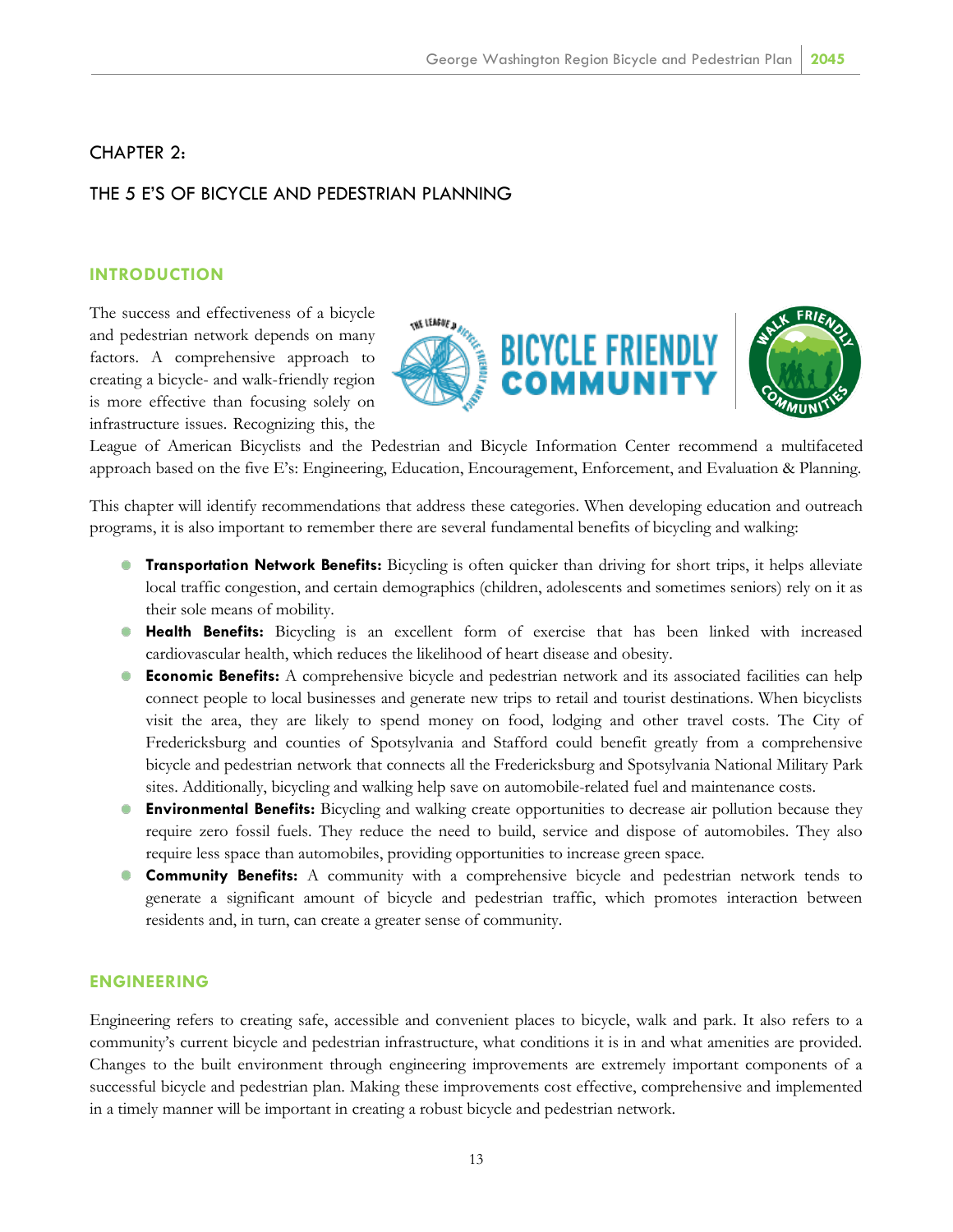# CHAPTER 2:

# THE 5 E'S OF BICYCLE AND PEDESTRIAN PLANNING

## INTRODUCTION

The success and effectiveness of a bicycle and pedestrian network depends on many factors. A comprehensive approach to creating a bicycle- and walk-friendly region is more effective than focusing solely on infrastructure issues. Recognizing this, the League of American Bicyclists and the Pedestrian and Bicycle Information Center recommend a multifaceted approach based on the five E's: Engineering, Education, Encouragement, Enforcement, and Evaluation & Planning.

This chapter will identify recommendations that address these categories. When developing education and outreach programs, it is also important to remember there are several fundamental benefits of bicycling and walking:

- **Transportation Network Benefits:** Bicycling is often quicker than driving for short trips, it helps alleviate local traffic congestion, and certain demographics (children, adolescents and sometimes seniors) rely on it as their sole means of mobility.
- **Health Benefits:** Bicycling is an excellent form of exercise that has been linked with increased cardiovascular health, which reduces the likelihood of heart disease and obesity.
- **Economic Benefits:** A comprehensive bicycle and pedestrian network and its associated facilities can help connect people to local businesses and generate new trips to retail and tourist destinations. When bicyclists visit the area, they are likely to spend money on food, lodging and other travel costs. The City of Fredericksburg and counties of Spotsylvania and Stafford could benefit greatly from a comprehensive bicycle and pedestrian network that connects all the Fredericksburg and Spotsylvania National Military Park sites. Additionally, bicycling and walking help save on automobile-related fuel and maintenance costs.
- **Environmental Benefits:** Bicycling and walking create opportunities to decrease air pollution because they require zero fossil fuels. They reduce the need to build, service and dispose of automobiles. They also require less space than automobiles, providing opportunities to increase green space.
- **Community Benefits:** A community with a comprehensive bicycle and pedestrian network tends to generate a significant amount of bicycle and pedestrian traffic, which promotes interaction between residents and, in turn, can create a greater sense of community.

## ENGINEERING

Engineering refers to creating safe, accessible and convenient places to bicycle, walk and park. It also refers to a community's current bicycle and pedestrian infrastructure, what conditions it is in and what amenities are provided. Changes to the built environment through engineering improvements are extremely important components of a successful bicycle and pedestrian plan. Making these improvements cost effective, comprehensive and implemented in a timely manner will be important in creating a robust bicycle and pedestrian network.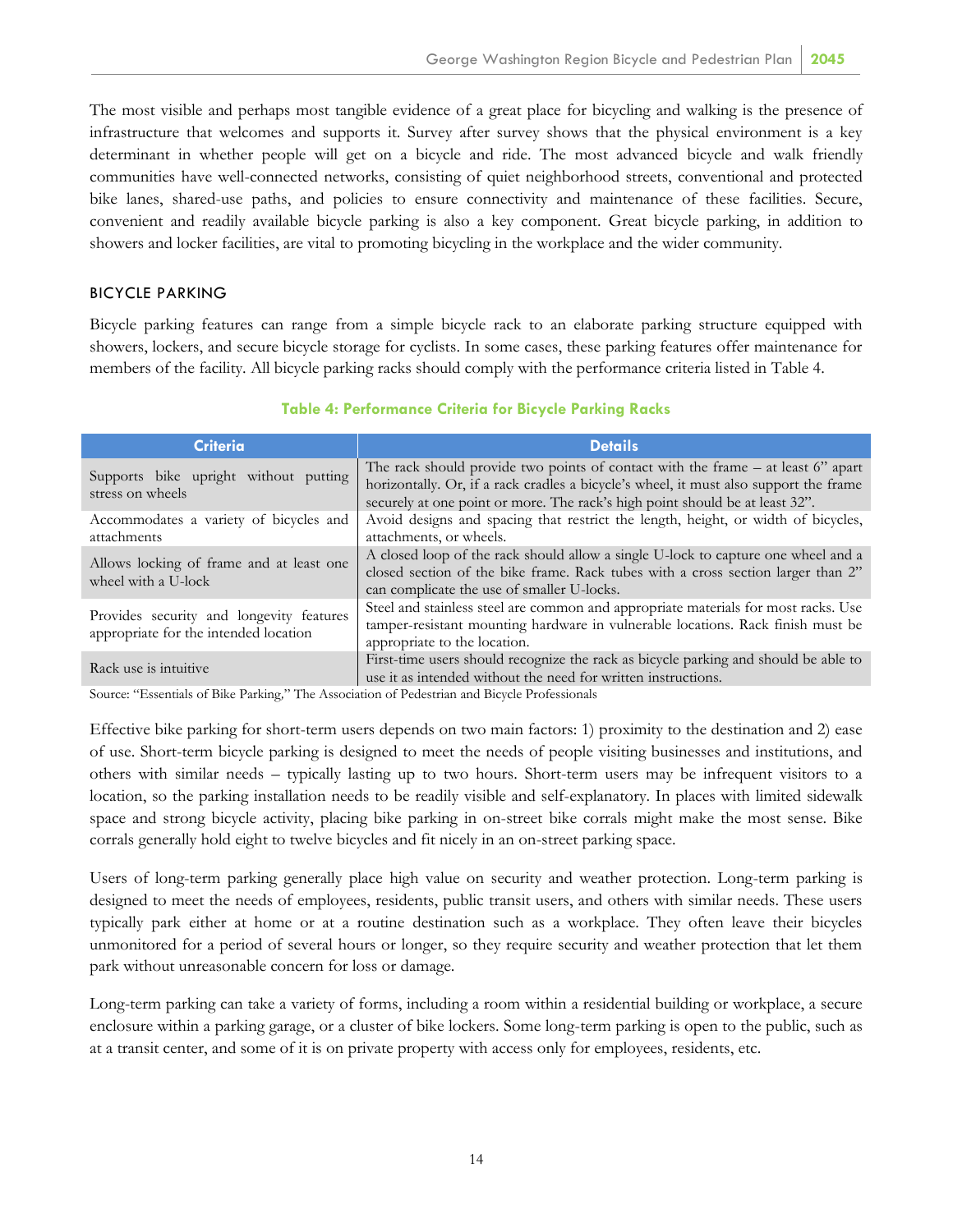The most visible and perhaps most tangible evidence of a great place for bicycling and walking is the presence of infrastructure that welcomes and supports it. Survey after survey shows that the physical environment is a key determinant in whether people will get on a bicycle and ride. The most advanced bicycle and walk friendly communities have well-connected networks, consisting of quiet neighborhood streets, conventional and protected bike lanes, shared-use paths, and policies to ensure connectivity and maintenance of these facilities. Secure, convenient and readily available bicycle parking is also a key component. Great bicycle parking, in addition to showers and locker facilities, are vital to promoting bicycling in the workplace and the wider community.

## BICYCLE PARKING

Bicycle parking features can range from a simple bicycle rack to an elaborate parking structure equipped with showers, lockers, and secure bicycle storage for cyclists. In some cases, these parking features offer maintenance for members of the facility. All bicycle parking racks should comply with the performance criteria listed in Table 4.

**Table 4: Performance Criteria for Bicycle Parking Racks**

| Criteria | Details |
|---|---|
| Supports bike upright without putting stress on wheels | The rack should provide two points of contact with the frame – at least 6" apart horizontally. Or, if a rack cradles a bicycle's wheel, it must also support the frame securely at one point or more. The rack's high point should be at least 32". |
| Accommodates a variety of bicycles and attachments | Avoid designs and spacing that restrict the length, height, or width of bicycles, attachments, or wheels. |
| Allows locking of frame and at least one wheel with a U-lock | A closed loop of the rack should allow a single U-lock to capture one wheel and a closed section of the bike frame. Rack tubes with a cross section larger than 2" can complicate the use of smaller U-locks. |
| Provides security and longevity features appropriate for the intended location | Steel and stainless steel are common and appropriate materials for most racks. Use tamper-resistant mounting hardware in vulnerable locations. Rack finish must be appropriate to the location. |
| Rack use is intuitive | First-time users should recognize the rack as bicycle parking and should be able to use it as intended without the need for written instructions. |

Source: "Essentials of Bike Parking," The Association of Pedestrian and Bicycle Professionals

Effective bike parking for short-term users depends on two main factors: 1) proximity to the destination and 2) ease of use. Short-term bicycle parking is designed to meet the needs of people visiting businesses and institutions, and others with similar needs – typically lasting up to two hours. Short-term users may be infrequent visitors to a location, so the parking installation needs to be readily visible and self-explanatory. In places with limited sidewalk space and strong bicycle activity, placing bike parking in on-street bike corrals might make the most sense. Bike corrals generally hold eight to twelve bicycles and fit nicely in an on-street parking space.

Users of long-term parking generally place high value on security and weather protection. Long-term parking is designed to meet the needs of employees, residents, public transit users, and others with similar needs. These users typically park either at home or at a routine destination such as a workplace. They often leave their bicycles unmonitored for a period of several hours or longer, so they require security and weather protection that let them park without unreasonable concern for loss or damage.

Long-term parking can take a variety of forms, including a room within a residential building or workplace, a secure enclosure within a parking garage, or a cluster of bike lockers. Some long-term parking is open to the public, such as at a transit center, and some of it is on private property with access only for employees, residents, etc.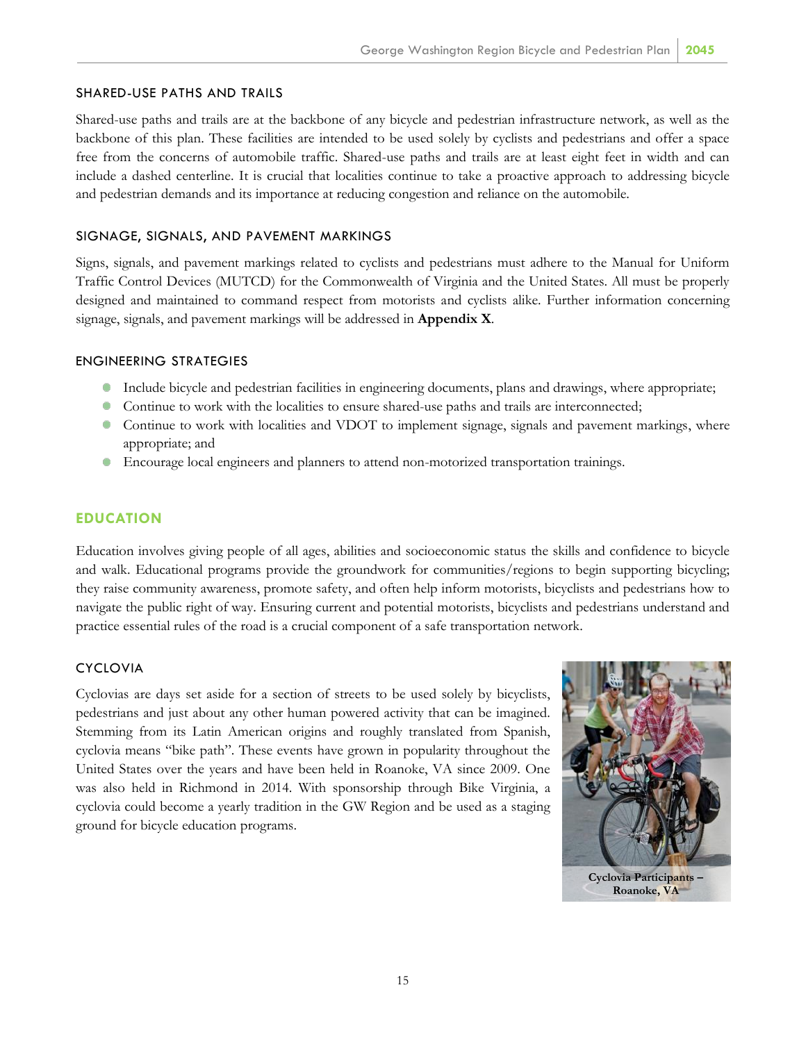### SHARED-USE PATHS AND TRAILS

Shared-use paths and trails are at the backbone of any bicycle and pedestrian infrastructure network, as well as the backbone of this plan. These facilities are intended to be used solely by cyclists and pedestrians and offer a space free from the concerns of automobile traffic. Shared-use paths and trails are at least eight feet in width and can include a dashed centerline. It is crucial that localities continue to take a proactive approach to addressing bicycle and pedestrian demands and its importance at reducing congestion and reliance on the automobile.

### SIGNAGE, SIGNALS, AND PAVEMENT MARKINGS

Signs, signals, and pavement markings related to cyclists and pedestrians must adhere to the Manual for Uniform Traffic Control Devices (MUTCD) for the Commonwealth of Virginia and the United States. All must be properly designed and maintained to command respect from motorists and cyclists alike. Further information concerning signage, signals, and pavement markings will be addressed in **Appendix X**.

### ENGINEERING STRATEGIES

- Include bicycle and pedestrian facilities in engineering documents, plans and drawings, where appropriate;
- Continue to work with the localities to ensure shared-use paths and trails are interconnected;
- Continue to work with localities and VDOT to implement signage, signals and pavement markings, where appropriate; and
- Encourage local engineers and planners to attend non-motorized transportation trainings.

## EDUCATION

Education involves giving people of all ages, abilities and socioeconomic status the skills and confidence to bicycle and walk. Educational programs provide the groundwork for communities/regions to begin supporting bicycling; they raise community awareness, promote safety, and often help inform motorists, bicyclists and pedestrians how to navigate the public right of way. Ensuring current and potential motorists, bicyclists and pedestrians understand and practice essential rules of the road is a crucial component of a safe transportation network.

### CYCLOVIA

Cyclovias are days set aside for a section of streets to be used solely by bicyclists, pedestrians and just about any other human powered activity that can be imagined. Stemming from its Latin American origins and roughly translated from Spanish, cyclovia means "bike path". These events have grown in popularity throughout the United States over the years and have been held in Roanoke, VA since 2009. One was also held in Richmond in 2014. With sponsorship through Bike Virginia, a cyclovia could become a yearly tradition in the GW Region and be used as a staging ground for bicycle education programs.

**Cyclovia Participants – Roanoke, VA**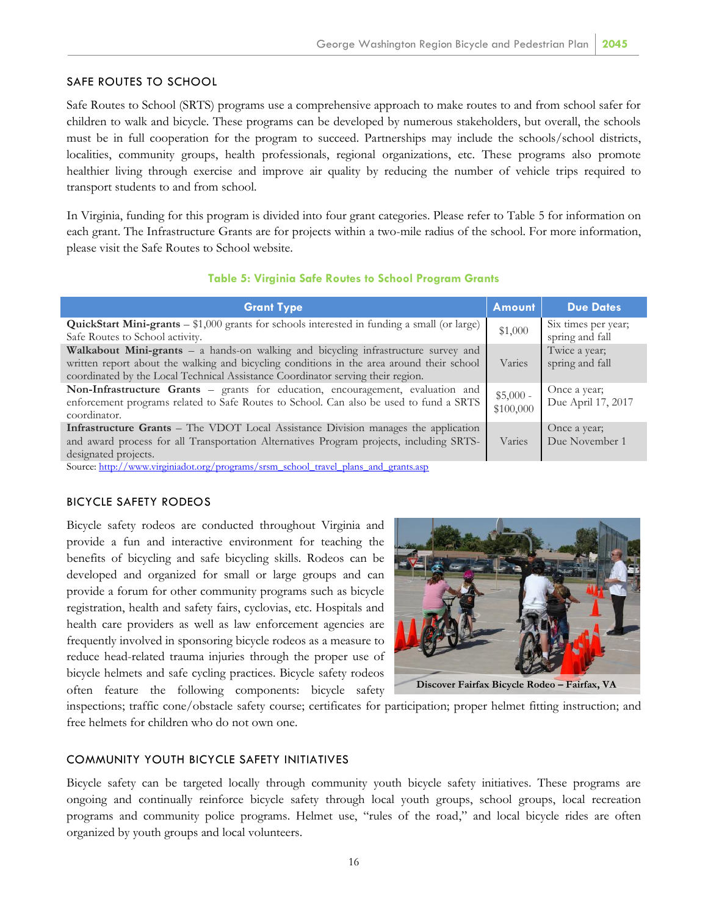## SAFE ROUTES TO SCHOOL

Safe Routes to School (SRTS) programs use a comprehensive approach to make routes to and from school safer for children to walk and bicycle. These programs can be developed by numerous stakeholders, but overall, the schools must be in full cooperation for the program to succeed. Partnerships may include the schools/school districts, localities, community groups, health professionals, regional organizations, etc. These programs also promote healthier living through exercise and improve air quality by reducing the number of vehicle trips required to transport students to and from school.

In Virginia, funding for this program is divided into four grant categories. Please refer to Table 5 for information on each grant. The Infrastructure Grants are for projects within a two-mile radius of the school. For more information, please visit the Safe Routes to School website.

**Table 5: Virginia Safe Routes to School Program Grants**

| Grant Type | Amount | Due Dates |
|---|---|---|
| **QuickStart Mini-grants** – $1,000 grants for schools interested in funding a small (or large) Safe Routes to School activity. | $1,000 | Six times per year; spring and fall |
| **Walkabout Mini-grants** – a hands-on walking and bicycling infrastructure survey and written report about the walking and bicycling conditions in the area around their school coordinated by the Local Technical Assistance Coordinator serving their region. | Varies | Twice a year; spring and fall |
| **Non-Infrastructure Grants** – grants for education, encouragement, evaluation and enforcement programs related to Safe Routes to School. Can also be used to fund a SRTS coordinator. | $5,000 - $100,000 | Once a year; Due April 17, 2017 |
| **Infrastructure Grants** – The VDOT Local Assistance Division manages the application and award process for all Transportation Alternatives Program projects, including SRTS-designated projects. | Varies | Once a year; Due November 1 |

Source: http://www.virginiadot.org/programs/srsm_school_travel_plans_and_grants.asp

## BICYCLE SAFETY RODEOS

Bicycle safety rodeos are conducted throughout Virginia and provide a fun and interactive environment for teaching the benefits of bicycling and safe bicycling skills. Rodeos can be developed and organized for small or large groups and can provide a forum for other community programs such as bicycle registration, health and safety fairs, cyclovias, etc. Hospitals and health care providers as well as law enforcement agencies are frequently involved in sponsoring bicycle rodeos as a measure to reduce head-related trauma injuries through the proper use of bicycle helmets and safe cycling practices. Bicycle safety rodeos often feature the following components: bicycle safety inspections; traffic cone/obstacle safety course; certificates for participation; proper helmet fitting instruction; and free helmets for children who do not own one.

**Discover Fairfax Bicycle Rodeo – Fairfax, VA**

## COMMUNITY YOUTH BICYCLE SAFETY INITIATIVES

Bicycle safety can be targeted locally through community youth bicycle safety initiatives. These programs are ongoing and continually reinforce bicycle safety through local youth groups, school groups, local recreation programs and community police programs. Helmet use, "rules of the road," and local bicycle rides are often organized by youth groups and local volunteers.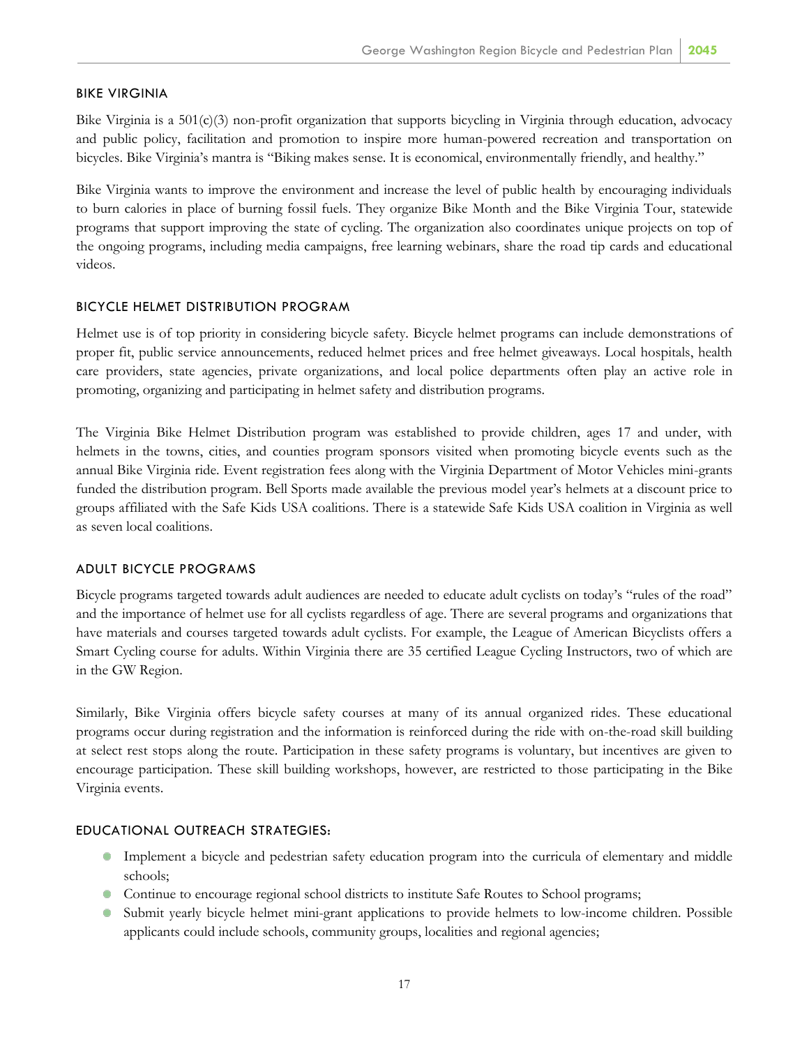### BIKE VIRGINIA

Bike Virginia is a 501(c)(3) non-profit organization that supports bicycling in Virginia through education, advocacy and public policy, facilitation and promotion to inspire more human-powered recreation and transportation on bicycles. Bike Virginia's mantra is "Biking makes sense. It is economical, environmentally friendly, and healthy."

Bike Virginia wants to improve the environment and increase the level of public health by encouraging individuals to burn calories in place of burning fossil fuels. They organize Bike Month and the Bike Virginia Tour, statewide programs that support improving the state of cycling. The organization also coordinates unique projects on top of the ongoing programs, including media campaigns, free learning webinars, share the road tip cards and educational videos.

### BICYCLE HELMET DISTRIBUTION PROGRAM

Helmet use is of top priority in considering bicycle safety. Bicycle helmet programs can include demonstrations of proper fit, public service announcements, reduced helmet prices and free helmet giveaways. Local hospitals, health care providers, state agencies, private organizations, and local police departments often play an active role in promoting, organizing and participating in helmet safety and distribution programs.

The Virginia Bike Helmet Distribution program was established to provide children, ages 17 and under, with helmets in the towns, cities, and counties program sponsors visited when promoting bicycle events such as the annual Bike Virginia ride. Event registration fees along with the Virginia Department of Motor Vehicles mini-grants funded the distribution program. Bell Sports made available the previous model year's helmets at a discount price to groups affiliated with the Safe Kids USA coalitions. There is a statewide Safe Kids USA coalition in Virginia as well as seven local coalitions.

### ADULT BICYCLE PROGRAMS

Bicycle programs targeted towards adult audiences are needed to educate adult cyclists on today's "rules of the road" and the importance of helmet use for all cyclists regardless of age. There are several programs and organizations that have materials and courses targeted towards adult cyclists. For example, the League of American Bicyclists offers a Smart Cycling course for adults. Within Virginia there are 35 certified League Cycling Instructors, two of which are in the GW Region.

Similarly, Bike Virginia offers bicycle safety courses at many of its annual organized rides. These educational programs occur during registration and the information is reinforced during the ride with on-the-road skill building at select rest stops along the route. Participation in these safety programs is voluntary, but incentives are given to encourage participation. These skill building workshops, however, are restricted to those participating in the Bike Virginia events.

### EDUCATIONAL OUTREACH STRATEGIES:

- Implement a bicycle and pedestrian safety education program into the curricula of elementary and middle schools;
- Continue to encourage regional school districts to institute Safe Routes to School programs;
- Submit yearly bicycle helmet mini-grant applications to provide helmets to low-income children. Possible applicants could include schools, community groups, localities and regional agencies;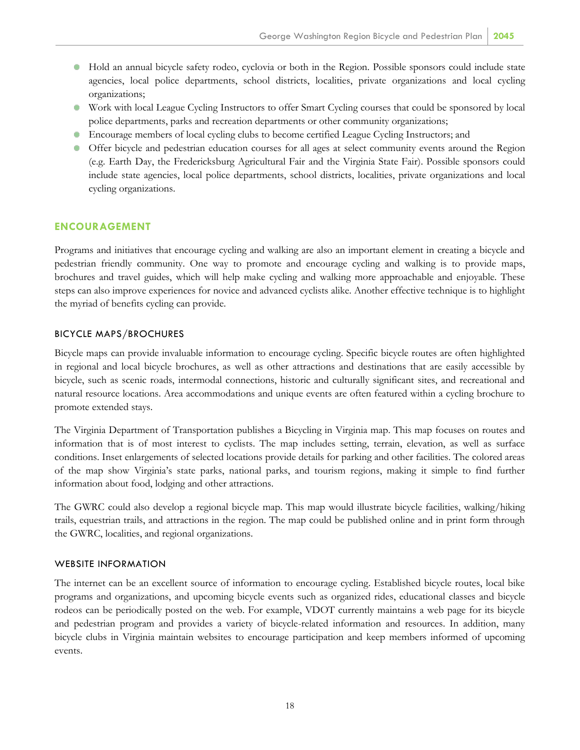- Hold an annual bicycle safety rodeo, cyclovia or both in the Region. Possible sponsors could include state agencies, local police departments, school districts, localities, private organizations and local cycling organizations;
- Work with local League Cycling Instructors to offer Smart Cycling courses that could be sponsored by local police departments, parks and recreation departments or other community organizations;
- Encourage members of local cycling clubs to become certified League Cycling Instructors; and
- Offer bicycle and pedestrian education courses for all ages at select community events around the Region (e.g. Earth Day, the Fredericksburg Agricultural Fair and the Virginia State Fair). Possible sponsors could include state agencies, local police departments, school districts, localities, private organizations and local cycling organizations.

## ENCOURAGEMENT

Programs and initiatives that encourage cycling and walking are also an important element in creating a bicycle and pedestrian friendly community. One way to promote and encourage cycling and walking is to provide maps, brochures and travel guides, which will help make cycling and walking more approachable and enjoyable. These steps can also improve experiences for novice and advanced cyclists alike. Another effective technique is to highlight the myriad of benefits cycling can provide.

### BICYCLE MAPS/BROCHURES

Bicycle maps can provide invaluable information to encourage cycling. Specific bicycle routes are often highlighted in regional and local bicycle brochures, as well as other attractions and destinations that are easily accessible by bicycle, such as scenic roads, intermodal connections, historic and culturally significant sites, and recreational and natural resource locations. Area accommodations and unique events are often featured within a cycling brochure to promote extended stays.

The Virginia Department of Transportation publishes a Bicycling in Virginia map. This map focuses on routes and information that is of most interest to cyclists. The map includes setting, terrain, elevation, as well as surface conditions. Inset enlargements of selected locations provide details for parking and other facilities. The colored areas of the map show Virginia's state parks, national parks, and tourism regions, making it simple to find further information about food, lodging and other attractions.

The GWRC could also develop a regional bicycle map. This map would illustrate bicycle facilities, walking/hiking trails, equestrian trails, and attractions in the region. The map could be published online and in print form through the GWRC, localities, and regional organizations.

### WEBSITE INFORMATION

The internet can be an excellent source of information to encourage cycling. Established bicycle routes, local bike programs and organizations, and upcoming bicycle events such as organized rides, educational classes and bicycle rodeos can be periodically posted on the web. For example, VDOT currently maintains a web page for its bicycle and pedestrian program and provides a variety of bicycle-related information and resources. In addition, many bicycle clubs in Virginia maintain websites to encourage participation and keep members informed of upcoming events.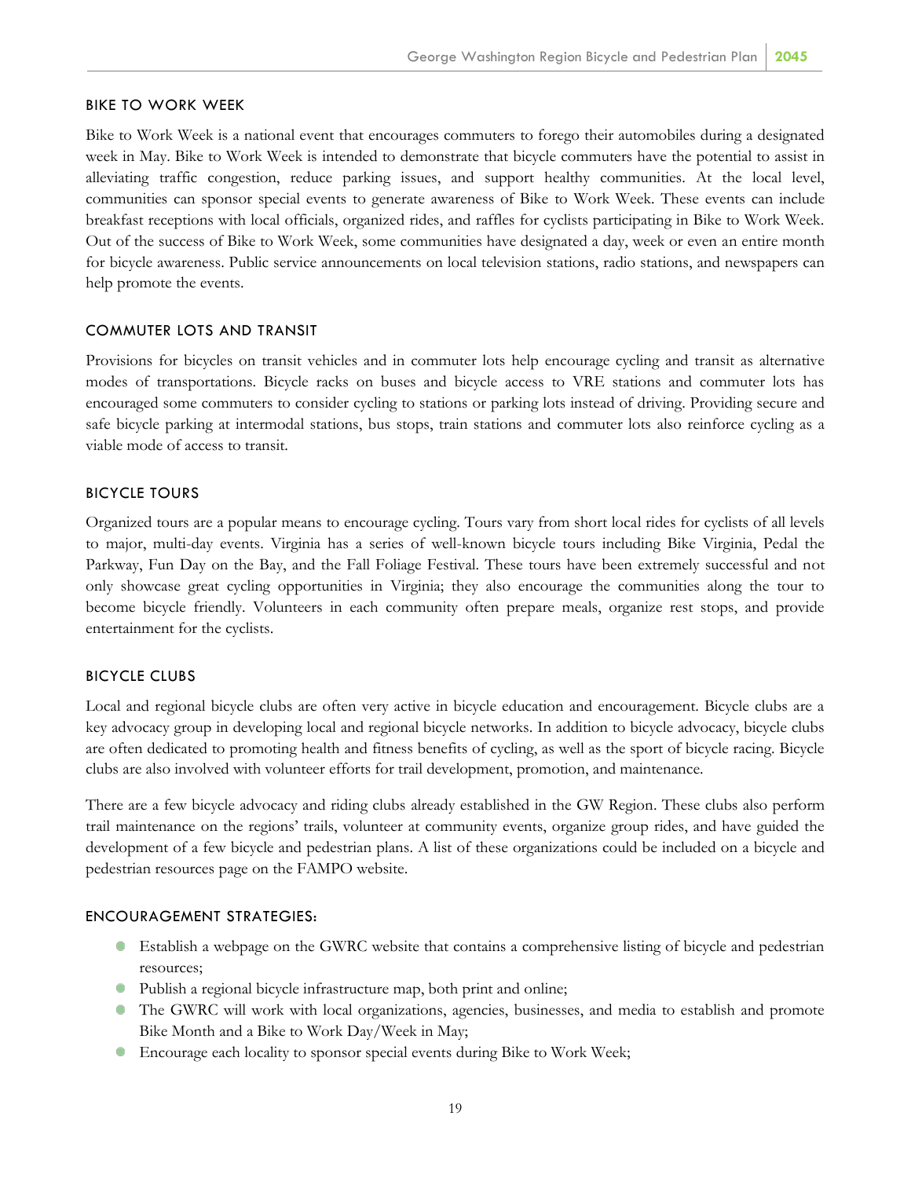### BIKE TO WORK WEEK

Bike to Work Week is a national event that encourages commuters to forego their automobiles during a designated week in May. Bike to Work Week is intended to demonstrate that bicycle commuters have the potential to assist in alleviating traffic congestion, reduce parking issues, and support healthy communities. At the local level, communities can sponsor special events to generate awareness of Bike to Work Week. These events can include breakfast receptions with local officials, organized rides, and raffles for cyclists participating in Bike to Work Week. Out of the success of Bike to Work Week, some communities have designated a day, week or even an entire month for bicycle awareness. Public service announcements on local television stations, radio stations, and newspapers can help promote the events.

### COMMUTER LOTS AND TRANSIT

Provisions for bicycles on transit vehicles and in commuter lots help encourage cycling and transit as alternative modes of transportations. Bicycle racks on buses and bicycle access to VRE stations and commuter lots has encouraged some commuters to consider cycling to stations or parking lots instead of driving. Providing secure and safe bicycle parking at intermodal stations, bus stops, train stations and commuter lots also reinforce cycling as a viable mode of access to transit.

### BICYCLE TOURS

Organized tours are a popular means to encourage cycling. Tours vary from short local rides for cyclists of all levels to major, multi-day events. Virginia has a series of well-known bicycle tours including Bike Virginia, Pedal the Parkway, Fun Day on the Bay, and the Fall Foliage Festival. These tours have been extremely successful and not only showcase great cycling opportunities in Virginia; they also encourage the communities along the tour to become bicycle friendly. Volunteers in each community often prepare meals, organize rest stops, and provide entertainment for the cyclists.

### BICYCLE CLUBS

Local and regional bicycle clubs are often very active in bicycle education and encouragement. Bicycle clubs are a key advocacy group in developing local and regional bicycle networks. In addition to bicycle advocacy, bicycle clubs are often dedicated to promoting health and fitness benefits of cycling, as well as the sport of bicycle racing. Bicycle clubs are also involved with volunteer efforts for trail development, promotion, and maintenance.

There are a few bicycle advocacy and riding clubs already established in the GW Region. These clubs also perform trail maintenance on the regions' trails, volunteer at community events, organize group rides, and have guided the development of a few bicycle and pedestrian plans. A list of these organizations could be included on a bicycle and pedestrian resources page on the FAMPO website.

### ENCOURAGEMENT STRATEGIES:

- Establish a webpage on the GWRC website that contains a comprehensive listing of bicycle and pedestrian resources;
- Publish a regional bicycle infrastructure map, both print and online;
- The GWRC will work with local organizations, agencies, businesses, and media to establish and promote Bike Month and a Bike to Work Day/Week in May;
- Encourage each locality to sponsor special events during Bike to Work Week;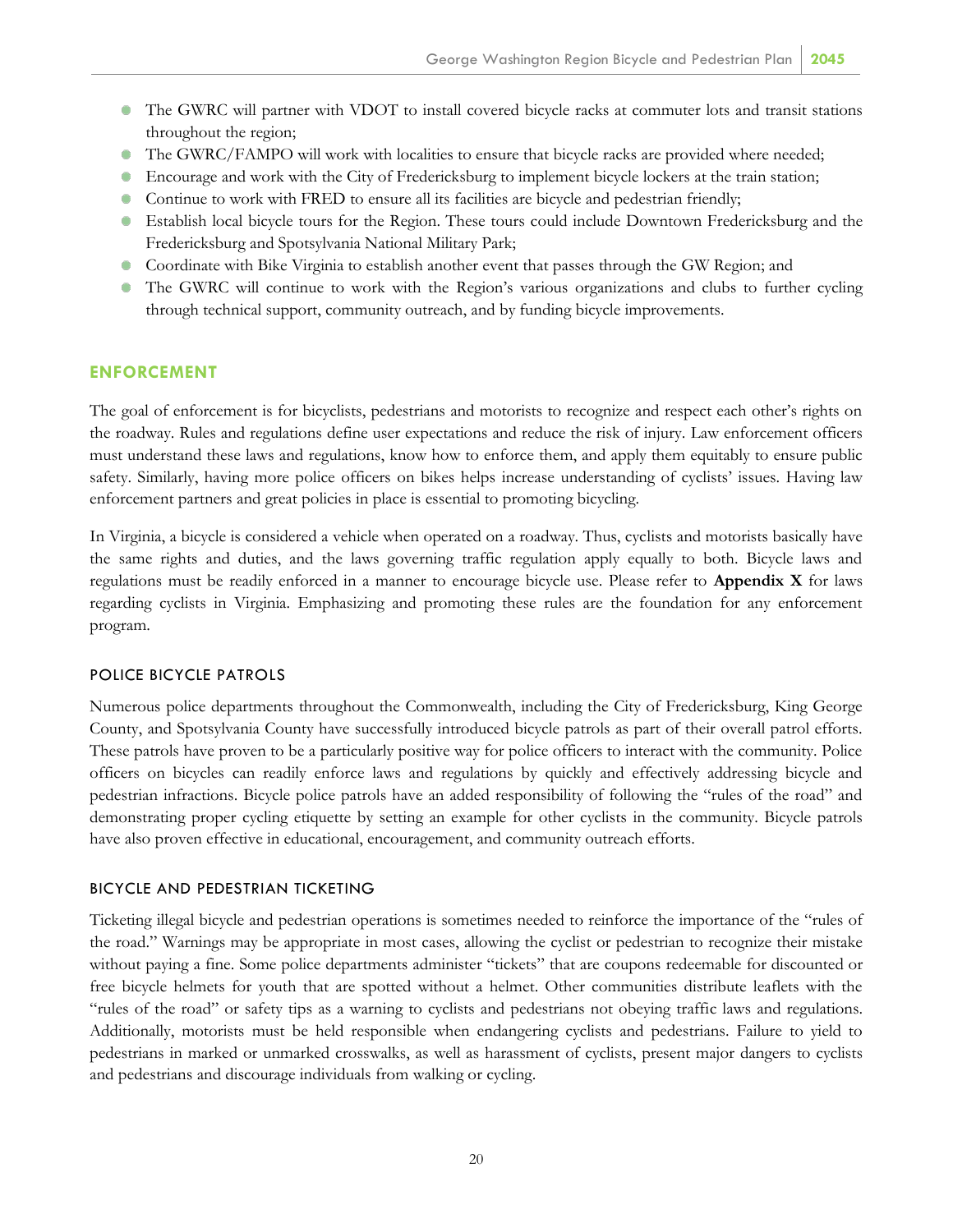- The GWRC will partner with VDOT to install covered bicycle racks at commuter lots and transit stations throughout the region;
- The GWRC/FAMPO will work with localities to ensure that bicycle racks are provided where needed;
- Encourage and work with the City of Fredericksburg to implement bicycle lockers at the train station;
- Continue to work with FRED to ensure all its facilities are bicycle and pedestrian friendly;
- Establish local bicycle tours for the Region. These tours could include Downtown Fredericksburg and the Fredericksburg and Spotsylvania National Military Park;
- Coordinate with Bike Virginia to establish another event that passes through the GW Region; and
- The GWRC will continue to work with the Region's various organizations and clubs to further cycling through technical support, community outreach, and by funding bicycle improvements.

## ENFORCEMENT

The goal of enforcement is for bicyclists, pedestrians and motorists to recognize and respect each other's rights on the roadway. Rules and regulations define user expectations and reduce the risk of injury. Law enforcement officers must understand these laws and regulations, know how to enforce them, and apply them equitably to ensure public safety. Similarly, having more police officers on bikes helps increase understanding of cyclists' issues. Having law enforcement partners and great policies in place is essential to promoting bicycling.

In Virginia, a bicycle is considered a vehicle when operated on a roadway. Thus, cyclists and motorists basically have the same rights and duties, and the laws governing traffic regulation apply equally to both. Bicycle laws and regulations must be readily enforced in a manner to encourage bicycle use. Please refer to **Appendix X** for laws regarding cyclists in Virginia. Emphasizing and promoting these rules are the foundation for any enforcement program.

### POLICE BICYCLE PATROLS

Numerous police departments throughout the Commonwealth, including the City of Fredericksburg, King George County, and Spotsylvania County have successfully introduced bicycle patrols as part of their overall patrol efforts. These patrols have proven to be a particularly positive way for police officers to interact with the community. Police officers on bicycles can readily enforce laws and regulations by quickly and effectively addressing bicycle and pedestrian infractions. Bicycle police patrols have an added responsibility of following the "rules of the road" and demonstrating proper cycling etiquette by setting an example for other cyclists in the community. Bicycle patrols have also proven effective in educational, encouragement, and community outreach efforts.

### BICYCLE AND PEDESTRIAN TICKETING

Ticketing illegal bicycle and pedestrian operations is sometimes needed to reinforce the importance of the "rules of the road." Warnings may be appropriate in most cases, allowing the cyclist or pedestrian to recognize their mistake without paying a fine. Some police departments administer "tickets" that are coupons redeemable for discounted or free bicycle helmets for youth that are spotted without a helmet. Other communities distribute leaflets with the "rules of the road" or safety tips as a warning to cyclists and pedestrians not obeying traffic laws and regulations. Additionally, motorists must be held responsible when endangering cyclists and pedestrians. Failure to yield to pedestrians in marked or unmarked crosswalks, as well as harassment of cyclists, present major dangers to cyclists and pedestrians and discourage individuals from walking or cycling.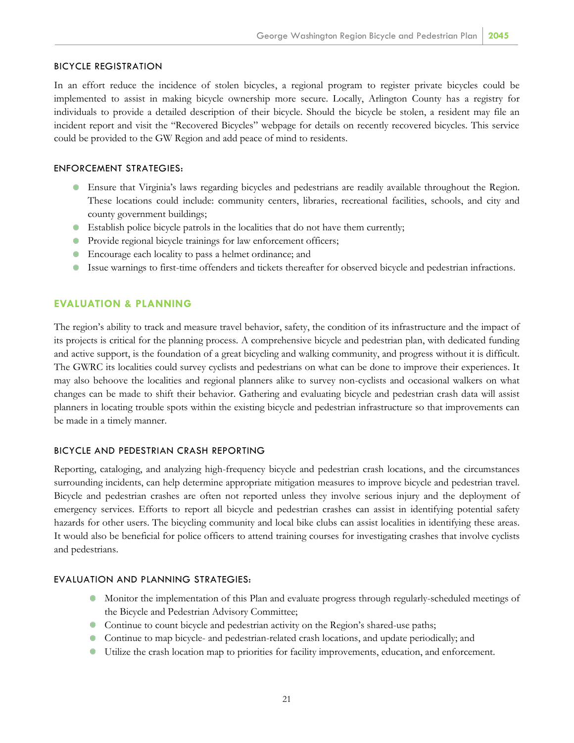### BICYCLE REGISTRATION

In an effort reduce the incidence of stolen bicycles, a regional program to register private bicycles could be implemented to assist in making bicycle ownership more secure. Locally, Arlington County has a registry for individuals to provide a detailed description of their bicycle. Should the bicycle be stolen, a resident may file an incident report and visit the "Recovered Bicycles" webpage for details on recently recovered bicycles. This service could be provided to the GW Region and add peace of mind to residents.

### ENFORCEMENT STRATEGIES:

- Ensure that Virginia's laws regarding bicycles and pedestrians are readily available throughout the Region. These locations could include: community centers, libraries, recreational facilities, schools, and city and county government buildings;
- Establish police bicycle patrols in the localities that do not have them currently;
- Provide regional bicycle trainings for law enforcement officers;
- Encourage each locality to pass a helmet ordinance; and
- Issue warnings to first-time offenders and tickets thereafter for observed bicycle and pedestrian infractions.

## EVALUATION & PLANNING

The region's ability to track and measure travel behavior, safety, the condition of its infrastructure and the impact of its projects is critical for the planning process. A comprehensive bicycle and pedestrian plan, with dedicated funding and active support, is the foundation of a great bicycling and walking community, and progress without it is difficult. The GWRC its localities could survey cyclists and pedestrians on what can be done to improve their experiences. It may also behoove the localities and regional planners alike to survey non-cyclists and occasional walkers on what changes can be made to shift their behavior. Gathering and evaluating bicycle and pedestrian crash data will assist planners in locating trouble spots within the existing bicycle and pedestrian infrastructure so that improvements can be made in a timely manner.

### BICYCLE AND PEDESTRIAN CRASH REPORTING

Reporting, cataloging, and analyzing high-frequency bicycle and pedestrian crash locations, and the circumstances surrounding incidents, can help determine appropriate mitigation measures to improve bicycle and pedestrian travel. Bicycle and pedestrian crashes are often not reported unless they involve serious injury and the deployment of emergency services. Efforts to report all bicycle and pedestrian crashes can assist in identifying potential safety hazards for other users. The bicycling community and local bike clubs can assist localities in identifying these areas. It would also be beneficial for police officers to attend training courses for investigating crashes that involve cyclists and pedestrians.

### EVALUATION AND PLANNING STRATEGIES:

- Monitor the implementation of this Plan and evaluate progress through regularly-scheduled meetings of the Bicycle and Pedestrian Advisory Committee;
- Continue to count bicycle and pedestrian activity on the Region's shared-use paths;
- Continue to map bicycle- and pedestrian-related crash locations, and update periodically; and
- Utilize the crash location map to priorities for facility improvements, education, and enforcement.